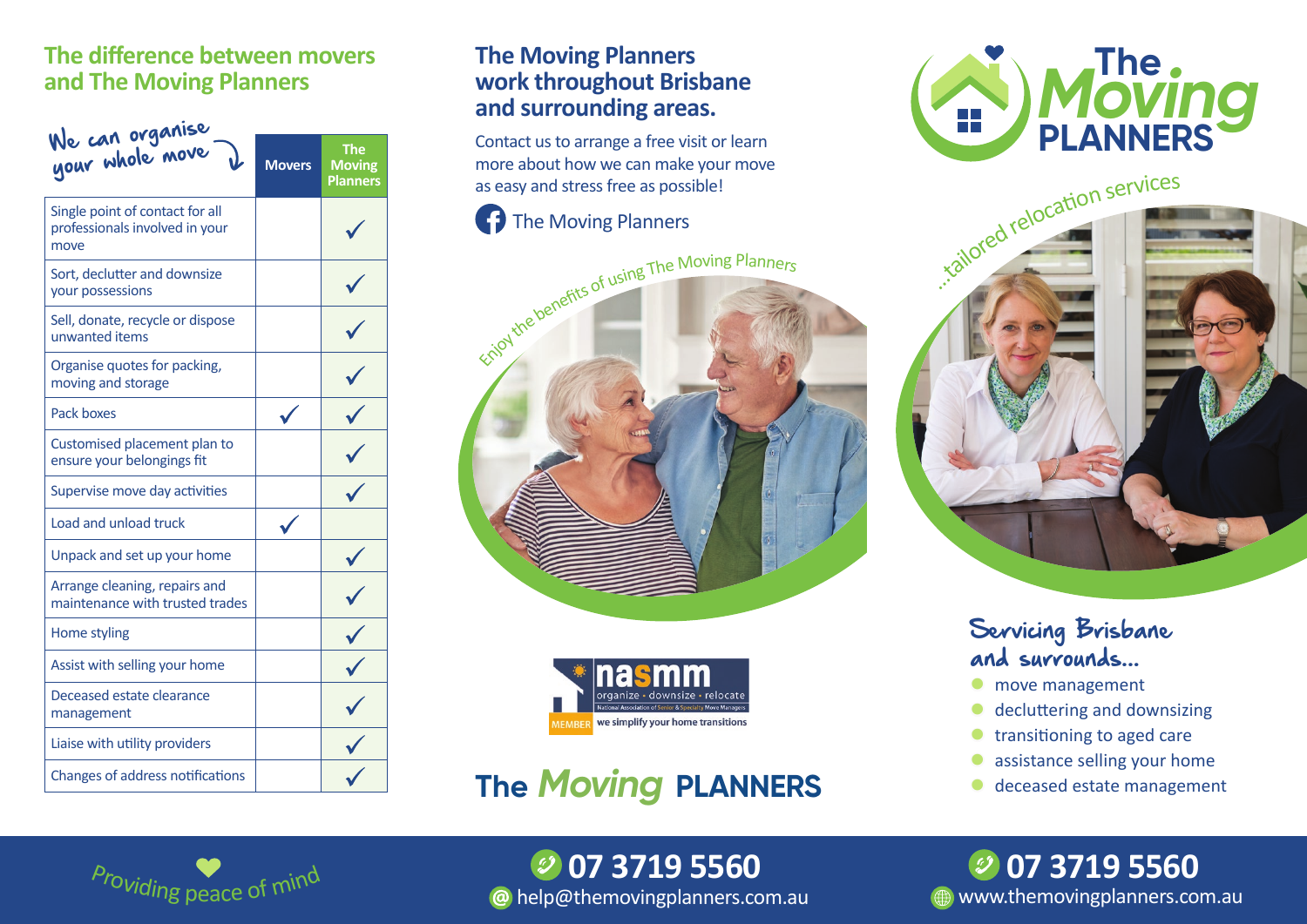## The difference between movers and The Moving Planners

*We can organise your whole move*

| | Movers | The Moving Planners |
|---|---|---|
| Single point of contact for all professionals involved in your move | | ✓ |
| Sort, declutter and downsize your possessions | | ✓ |
| Sell, donate, recycle or dispose unwanted items | | ✓ |
| Organise quotes for packing, moving and storage | | ✓ |
| Pack boxes | ✓ | ✓ |
| Customised placement plan to ensure your belongings fit | | ✓ |
| Supervise move day activities | | ✓ |
| Load and unload truck | ✓ | |
| Unpack and set up your home | | ✓ |
| Arrange cleaning, repairs and maintenance with trusted trades | | ✓ |
| Home styling | | ✓ |
| Assist with selling your home | | ✓ |
| Deceased estate clearance management | | ✓ |
| Liaise with utility providers | | ✓ |
| Changes of address notifications | | ✓ |

*Providing peace of mind*

## The Moving Planners work throughout Brisbane and surrounding areas.

Contact us to arrange a free visit or learn more about how we can make your move as easy and stress free as possible!

The Moving Planners

*Enjoy the benefits of using The Moving Planners*

nasmm organize • downsize • relocate
National Association of Senior & Specialty Move Managers
MEMBER we simplify your home transitions

**The Moving PLANNERS**

07 3719 5560
help@themovingplanners.com.au

# The Moving PLANNERS

*...tailored relocation services*

### Servicing Brisbane and surrounds...

- move management
- decluttering and downsizing
- transitioning to aged care
- assistance selling your home
- deceased estate management

07 3719 5560
www.themovingplanners.com.au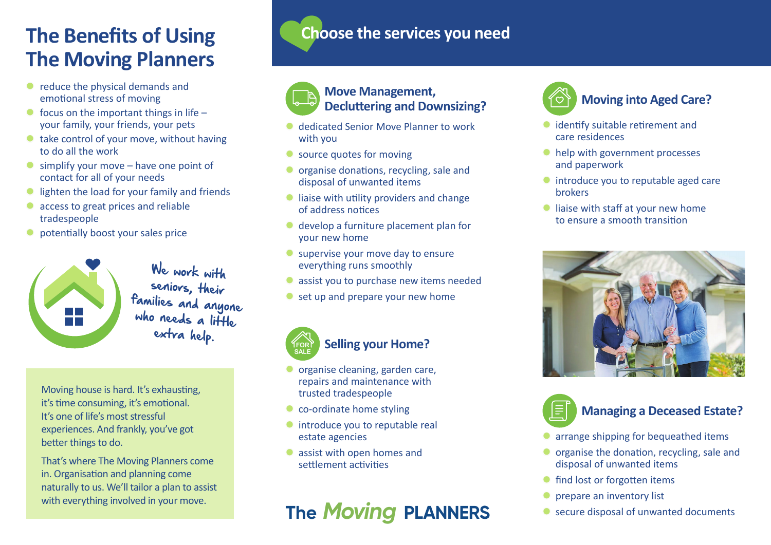# The Benefits of Using The Moving Planners

- reduce the physical demands and emotional stress of moving
- focus on the important things in life – your family, your friends, your pets
- take control of your move, without having to do all the work
- simplify your move – have one point of contact for all of your needs
- lighten the load for your family and friends
- access to great prices and reliable tradespeople
- potentially boost your sales price

*We work with seniors, their families and anyone who needs a little extra help.*

Moving house is hard. It's exhausting, it's time consuming, it's emotional. It's one of life's most stressful experiences. And frankly, you've got better things to do.

That's where The Moving Planners come in. Organisation and planning come naturally to us. We'll tailor a plan to assist with everything involved in your move.

# Choose the services you need

## Move Management, Decluttering and Downsizing?

- dedicated Senior Move Planner to work with you
- source quotes for moving
- organise donations, recycling, sale and disposal of unwanted items
- liaise with utility providers and change of address notices
- develop a furniture placement plan for your new home
- supervise your move day to ensure everything runs smoothly
- assist you to purchase new items needed
- set up and prepare your new home

## Selling your Home?

- organise cleaning, garden care, repairs and maintenance with trusted tradespeople
- co-ordinate home styling
- introduce you to reputable real estate agencies
- assist with open homes and settlement activities

The *Moving* PLANNERS

## Moving into Aged Care?

- identify suitable retirement and care residences
- help with government processes and paperwork
- introduce you to reputable aged care brokers
- liaise with staff at your new home to ensure a smooth transition

## Managing a Deceased Estate?

- arrange shipping for bequeathed items
- organise the donation, recycling, sale and disposal of unwanted items
- find lost or forgotten items
- prepare an inventory list
- secure disposal of unwanted documents